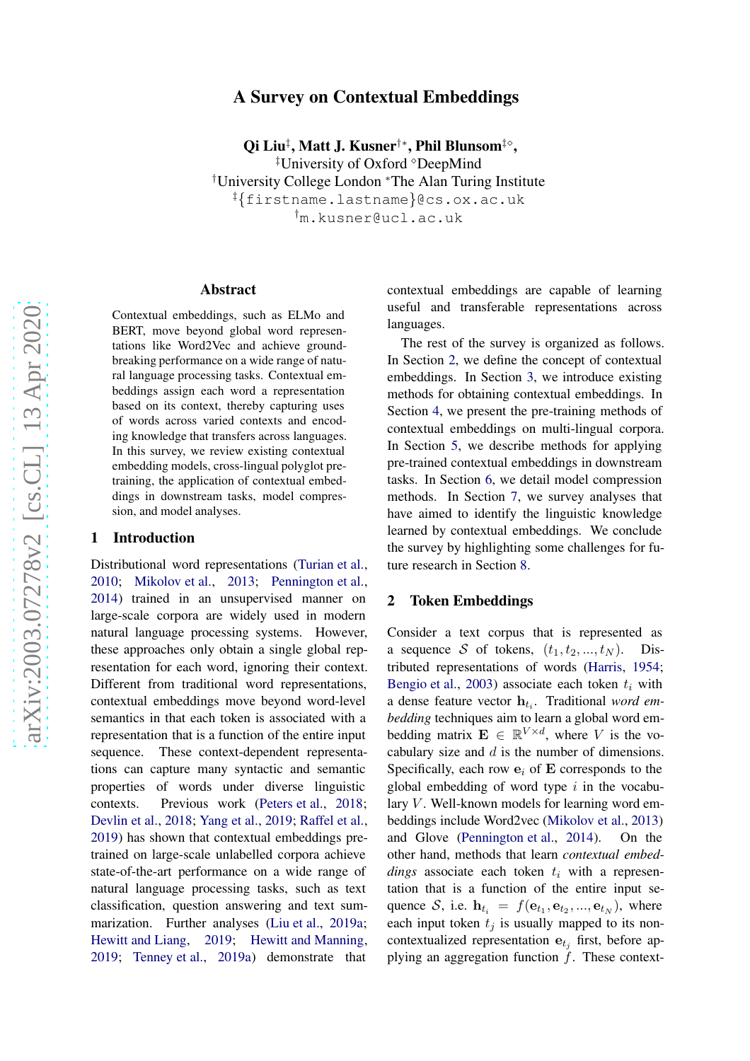# A Survey on Contextual Embeddings

**Qi Liu[‡], Matt J. Kusner[†*], Phil Blunsom[‡◇],**
[‡]University of Oxford [◇]DeepMind
[†]University College London [*]The Alan Turing Institute
[‡]{firstname.lastname}@cs.ox.ac.uk
[†]m.kusner@ucl.ac.uk

## Abstract

Contextual embeddings, such as ELMo and BERT, move beyond global word representations like Word2Vec and achieve groundbreaking performance on a wide range of natural language processing tasks. Contextual embeddings assign each word a representation based on its context, thereby capturing uses of words across varied contexts and encoding knowledge that transfers across languages. In this survey, we review existing contextual embedding models, cross-lingual polyglot pre-training, the application of contextual embeddings in downstream tasks, model compression, and model analyses.

## 1 Introduction

Distributional word representations (Turian et al., 2010; Mikolov et al., 2013; Pennington et al., 2014) trained in an unsupervised manner on large-scale corpora are widely used in modern natural language processing systems. However, these approaches only obtain a single global representation for each word, ignoring their context. Different from traditional word representations, contextual embeddings move beyond word-level semantics in that each token is associated with a representation that is a function of the entire input sequence. These context-dependent representations can capture many syntactic and semantic properties of words under diverse linguistic contexts. Previous work (Peters et al., 2018; Devlin et al., 2018; Yang et al., 2019; Raffel et al., 2019) has shown that contextual embeddings pre-trained on large-scale unlabelled corpora achieve state-of-the-art performance on a wide range of natural language processing tasks, such as text classification, question answering and text summarization. Further analyses (Liu et al., 2019a; Hewitt and Liang, 2019; Hewitt and Manning, 2019; Tenney et al., 2019a) demonstrate that contextual embeddings are capable of learning useful and transferable representations across languages.

The rest of the survey is organized as follows. In Section 2, we define the concept of contextual embeddings. In Section 3, we introduce existing methods for obtaining contextual embeddings. In Section 4, we present the pre-training methods of contextual embeddings on multi-lingual corpora. In Section 5, we describe methods for applying pre-trained contextual embeddings in downstream tasks. In Section 6, we detail model compression methods. In Section 7, we survey analyses that have aimed to identify the linguistic knowledge learned by contextual embeddings. We conclude the survey by highlighting some challenges for future research in Section 8.

## 2 Token Embeddings

Consider a text corpus that is represented as a sequence $\mathcal{S}$ of tokens, $(t_1, t_2, ..., t_N)$. Distributed representations of words (Harris, 1954; Bengio et al., 2003) associate each token $t_i$ with a dense feature vector $\mathbf{h}_{t_i}$. Traditional *word embedding* techniques aim to learn a global word embedding matrix $\mathbf{E} \in \mathbb{R}^{V \times d}$, where $V$ is the vocabulary size and $d$ is the number of dimensions. Specifically, each row $\mathbf{e}_i$ of $\mathbf{E}$ corresponds to the global embedding of word type $i$ in the vocabulary $V$. Well-known models for learning word embeddings include Word2vec (Mikolov et al., 2013) and Glove (Pennington et al., 2014). On the other hand, methods that learn *contextual embeddings* associate each token $t_i$ with a representation that is a function of the entire input sequence $\mathcal{S}$, i.e. $\mathbf{h}_{t_i} = f(\mathbf{e}_{t_1}, \mathbf{e}_{t_2}, ..., \mathbf{e}_{t_N})$, where each input token $t_j$ is usually mapped to its non-contextualized representation $\mathbf{e}_{t_j}$ first, before applying an aggregation function $f$. These context-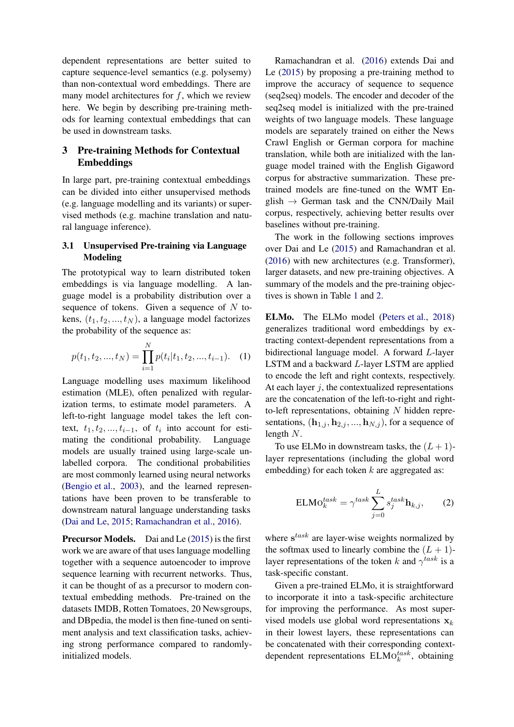dependent representations are better suited to capture sequence-level semantics (e.g. polysemy) than non-contextual word embeddings. There are many model architectures for $f$, which we review here. We begin by describing pre-training methods for learning contextual embeddings that can be used in downstream tasks.

## 3 Pre-training Methods for Contextual Embeddings

In large part, pre-training contextual embeddings can be divided into either unsupervised methods (e.g. language modelling and its variants) or supervised methods (e.g. machine translation and natural language inference).

### 3.1 Unsupervised Pre-training via Language Modeling

The prototypical way to learn distributed token embeddings is via language modelling. A language model is a probability distribution over a sequence of tokens. Given a sequence of $N$ tokens, $(t_1, t_2, ..., t_N)$, a language model factorizes the probability of the sequence as:

$$p(t_1, t_2, ..., t_N) = \prod_{i=1}^{N} p(t_i | t_1, t_2, ..., t_{i-1}). \quad (1)$$

Language modelling uses maximum likelihood estimation (MLE), often penalized with regularization terms, to estimate model parameters. A left-to-right language model takes the left context, $t_1, t_2, ..., t_{i-1}$, of $t_i$ into account for estimating the conditional probability. Language models are usually trained using large-scale unlabelled corpora. The conditional probabilities are most commonly learned using neural networks (Bengio et al., 2003), and the learned representations have been proven to be transferable to downstream natural language understanding tasks (Dai and Le, 2015; Ramachandran et al., 2016).

**Precursor Models.** Dai and Le (2015) is the first work we are aware of that uses language modelling together with a sequence autoencoder to improve sequence learning with recurrent networks. Thus, it can be thought of as a precursor to modern contextual embedding methods. Pre-trained on the datasets IMDB, Rotten Tomatoes, 20 Newsgroups, and DBpedia, the model is then fine-tuned on sentiment analysis and text classification tasks, achieving strong performance compared to randomly-initialized models.

Ramachandran et al. (2016) extends Dai and Le (2015) by proposing a pre-training method to improve the accuracy of sequence to sequence (seq2seq) models. The encoder and decoder of the seq2seq model is initialized with the pre-trained weights of two language models. These language models are separately trained on either the News Crawl English or German corpora for machine translation, while both are initialized with the language model trained with the English Gigaword corpus for abstractive summarization. These pre-trained models are fine-tuned on the WMT English $\rightarrow$ German task and the CNN/Daily Mail corpus, respectively, achieving better results over baselines without pre-training.

The work in the following sections improves over Dai and Le (2015) and Ramachandran et al. (2016) with new architectures (e.g. Transformer), larger datasets, and new pre-training objectives. A summary of the models and the pre-training objectives is shown in Table 1 and 2.

**ELMo.** The ELMo model (Peters et al., 2018) generalizes traditional word embeddings by extracting context-dependent representations from a bidirectional language model. A forward $L$-layer LSTM and a backward $L$-layer LSTM are applied to encode the left and right contexts, respectively. At each layer $j$, the contextualized representations are the concatenation of the left-to-right and right-to-left representations, obtaining $N$ hidden representations, $(\mathbf{h}_{1,j}, \mathbf{h}_{2,j}, ..., \mathbf{h}_{N,j})$, for a sequence of length $N$.

To use ELMo in downstream tasks, the $(L+1)$-layer representations (including the global word embedding) for each token $k$ are aggregated as:

$$\text{ELMo}_k^{task} = \gamma^{task} \sum_{j=0}^{L} s_j^{task} \mathbf{h}_{k,j}, \quad (2)$$

where $\mathbf{s}^{task}$ are layer-wise weights normalized by the softmax used to linearly combine the $(L+1)$-layer representations of the token $k$ and $\gamma^{task}$ is a task-specific constant.

Given a pre-trained ELMo, it is straightforward to incorporate it into a task-specific architecture for improving the performance. As most supervised models use global word representations $\mathbf{x}_k$ in their lowest layers, these representations can be concatenated with their corresponding context-dependent representations $\text{ELMo}_k^{task}$, obtaining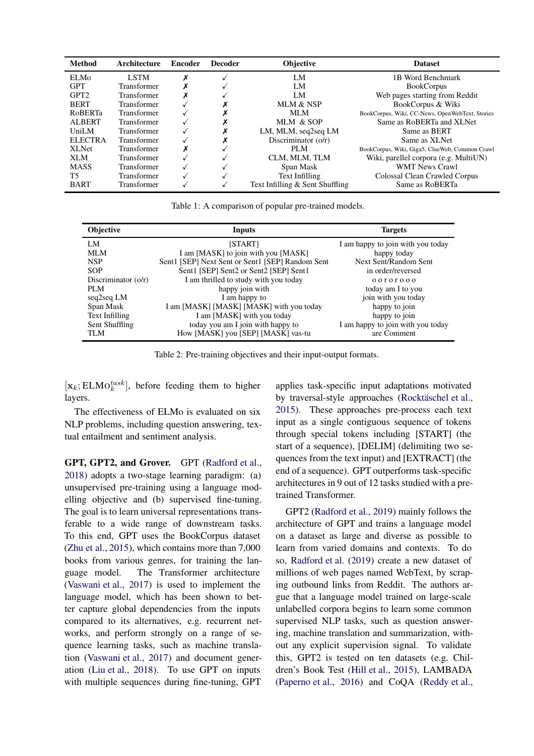| Method | Architecture | Encoder | Decoder | Objective | Dataset |
|---|---|---|---|---|---|
| ELMo | LSTM | ✗ | ✓ | LM | 1B Word Benchmark |
| GPT | Transformer | ✗ | ✓ | LM | BookCorpus |
| GPT2 | Transformer | ✗ | ✓ | LM | Web pages starting from Reddit |
| BERT | Transformer | ✓ | ✗ | MLM & NSP | BookCorpus & Wiki |
| RoBERTa | Transformer | ✓ | ✗ | MLM | BookCorpus, Wiki, CC-News, OpenWebText, Stories |
| ALBERT | Transformer | ✓ | ✗ | MLM & SOP | Same as RoBERTa and XLNet |
| UniLM | Transformer | ✓ | ✗ | LM, MLM, seq2seq LM | Same as BERT |
| ELECTRA | Transformer | ✓ | ✗ | Discriminator (o/r) | Same as XLNet |
| XLNet | Transformer | ✗ | ✓ | PLM | BookCorpus, Wiki, Giga5, ClueWeb, Common Crawl |
| XLM | Transformer | ✓ | ✓ | CLM, MLM, TLM | Wiki, parellel corpora (e.g. MultiUN) |
| MASS | Transformer | ✓ | ✓ | Span Mask | WMT News Crawl |
| T5 | Transformer | ✓ | ✓ | Text Infilling | Colossal Clean Crawled Corpus |
| BART | Transformer | ✓ | ✓ | Text Infilling & Sent Shuffling | Same as RoBERTa |

Table 1: A comparison of popular pre-trained models.

| Objective | Inputs | Targets |
|---|---|---|
| LM | [START] | I am happy to join with you today |
| MLM | I am [MASK] to join with you [MASK] | happy today |
| NSP | Sent1 [SEP] Next Sent or Sent1 [SEP] Random Sent | Next Sent/Random Sent |
| SOP | Sent1 [SEP] Sent2 or Sent2 [SEP] Sent1 | in order/reversed |
| Discriminator (o/r) | I am thrilled to study with you today | o o r o r o o o |
| PLM | happy join with | today am I to you |
| seq2seq LM | I am happy to | join with you today |
| Span Mask | I am [MASK] [MASK] [MASK] with you today | happy to join |
| Text Infilling | I am [MASK] with you today | happy to join |
| Sent Shuffling | today you am I join with happy to | I am happy to join with you today |
| TLM | How [MASK] you [SEP] [MASK] vas-tu | are Comment |

Table 2: Pre-training objectives and their input-output formats.

$[\mathbf{x}_k; \text{ELMo}_k^{task}]$, before feeding them to higher layers.

The effectiveness of ELMo is evaluated on six NLP problems, including question answering, textual entailment and sentiment analysis.

**GPT, GPT2, and Grover.** GPT (Radford et al., 2018) adopts a two-stage learning paradigm: (a) unsupervised pre-training using a language modelling objective and (b) supervised fine-tuning. The goal is to learn universal representations transferable to a wide range of downstream tasks. To this end, GPT uses the BookCorpus dataset (Zhu et al., 2015), which contains more than 7,000 books from various genres, for training the language model. The Transformer architecture (Vaswani et al., 2017) is used to implement the language model, which has been shown to better capture global dependencies from the inputs compared to its alternatives, e.g. recurrent networks, and perform strongly on a range of sequence learning tasks, such as machine translation (Vaswani et al., 2017) and document generation (Liu et al., 2018). To use GPT on inputs with multiple sequences during fine-tuning, GPT applies task-specific input adaptations motivated by traversal-style approaches (Rocktäschel et al., 2015). These approaches pre-process each text input as a single contiguous sequence of tokens through special tokens including [START] (the start of a sequence), [DELIM] (delimiting two sequences from the text input) and [EXTRACT] (the end of a sequence). GPT outperforms task-specific architectures in 9 out of 12 tasks studied with a pre-trained Transformer.

GPT2 (Radford et al., 2019) mainly follows the architecture of GPT and trains a language model on a dataset as large and diverse as possible to learn from varied domains and contexts. To do so, Radford et al. (2019) create a new dataset of millions of web pages named WebText, by scraping outbound links from Reddit. The authors argue that a language model trained on large-scale unlabelled corpora begins to learn some common supervised NLP tasks, such as question answering, machine translation and summarization, without any explicit supervision signal. To validate this, GPT2 is tested on ten datasets (e.g. Children's Book Test (Hill et al., 2015), LAMBADA (Paperno et al., 2016) and CoQA (Reddy et al.,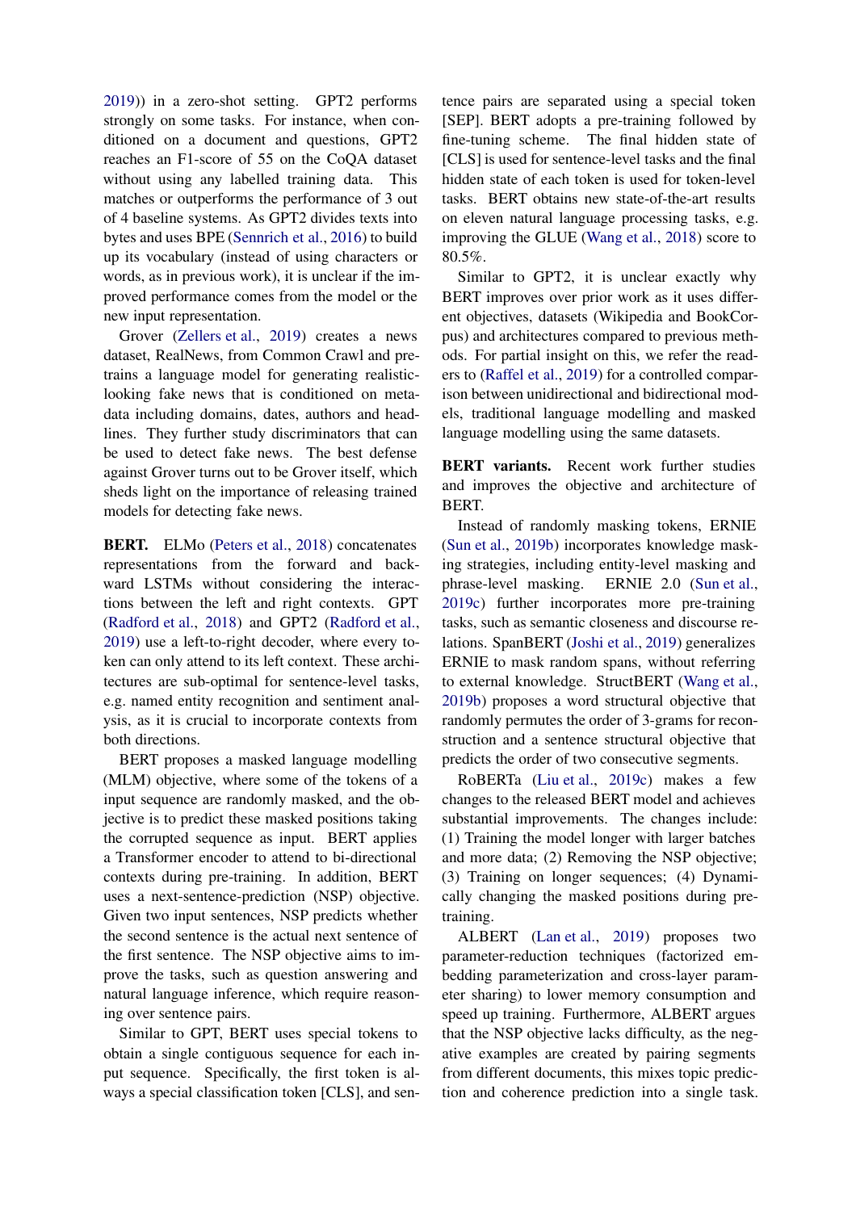2019)) in a zero-shot setting. GPT2 performs strongly on some tasks. For instance, when conditioned on a document and questions, GPT2 reaches an F1-score of 55 on the CoQA dataset without using any labelled training data. This matches or outperforms the performance of 3 out of 4 baseline systems. As GPT2 divides texts into bytes and uses BPE (Sennrich et al., 2016) to build up its vocabulary (instead of using characters or words, as in previous work), it is unclear if the improved performance comes from the model or the new input representation.

Grover (Zellers et al., 2019) creates a news dataset, RealNews, from Common Crawl and pretrains a language model for generating realistic-looking fake news that is conditioned on metadata including domains, dates, authors and headlines. They further study discriminators that can be used to detect fake news. The best defense against Grover turns out to be Grover itself, which sheds light on the importance of releasing trained models for detecting fake news.

**BERT.** ELMo (Peters et al., 2018) concatenates representations from the forward and backward LSTMs without considering the interactions between the left and right contexts. GPT (Radford et al., 2018) and GPT2 (Radford et al., 2019) use a left-to-right decoder, where every token can only attend to its left context. These architectures are sub-optimal for sentence-level tasks, e.g. named entity recognition and sentiment analysis, as it is crucial to incorporate contexts from both directions.

BERT proposes a masked language modelling (MLM) objective, where some of the tokens of a input sequence are randomly masked, and the objective is to predict these masked positions taking the corrupted sequence as input. BERT applies a Transformer encoder to attend to bi-directional contexts during pre-training. In addition, BERT uses a next-sentence-prediction (NSP) objective. Given two input sentences, NSP predicts whether the second sentence is the actual next sentence of the first sentence. The NSP objective aims to improve the tasks, such as question answering and natural language inference, which require reasoning over sentence pairs.

Similar to GPT, BERT uses special tokens to obtain a single contiguous sequence for each input sequence. Specifically, the first token is always a special classification token [CLS], and sentence pairs are separated using a special token [SEP]. BERT adopts a pre-training followed by fine-tuning scheme. The final hidden state of [CLS] is used for sentence-level tasks and the final hidden state of each token is used for token-level tasks. BERT obtains new state-of-the-art results on eleven natural language processing tasks, e.g. improving the GLUE (Wang et al., 2018) score to 80.5%.

Similar to GPT2, it is unclear exactly why BERT improves over prior work as it uses different objectives, datasets (Wikipedia and BookCorpus) and architectures compared to previous methods. For partial insight on this, we refer the readers to (Raffel et al., 2019) for a controlled comparison between unidirectional and bidirectional models, traditional language modelling and masked language modelling using the same datasets.

**BERT variants.** Recent work further studies and improves the objective and architecture of BERT.

Instead of randomly masking tokens, ERNIE (Sun et al., 2019b) incorporates knowledge masking strategies, including entity-level masking and phrase-level masking. ERNIE 2.0 (Sun et al., 2019c) further incorporates more pre-training tasks, such as semantic closeness and discourse relations. SpanBERT (Joshi et al., 2019) generalizes ERNIE to mask random spans, without referring to external knowledge. StructBERT (Wang et al., 2019b) proposes a word structural objective that randomly permutes the order of 3-grams for reconstruction and a sentence structural objective that predicts the order of two consecutive segments.

RoBERTa (Liu et al., 2019c) makes a few changes to the released BERT model and achieves substantial improvements. The changes include: (1) Training the model longer with larger batches and more data; (2) Removing the NSP objective; (3) Training on longer sequences; (4) Dynamically changing the masked positions during pre-training.

ALBERT (Lan et al., 2019) proposes two parameter-reduction techniques (factorized embedding parameterization and cross-layer parameter sharing) to lower memory consumption and speed up training. Furthermore, ALBERT argues that the NSP objective lacks difficulty, as the negative examples are created by pairing segments from different documents, this mixes topic prediction and coherence prediction into a single task.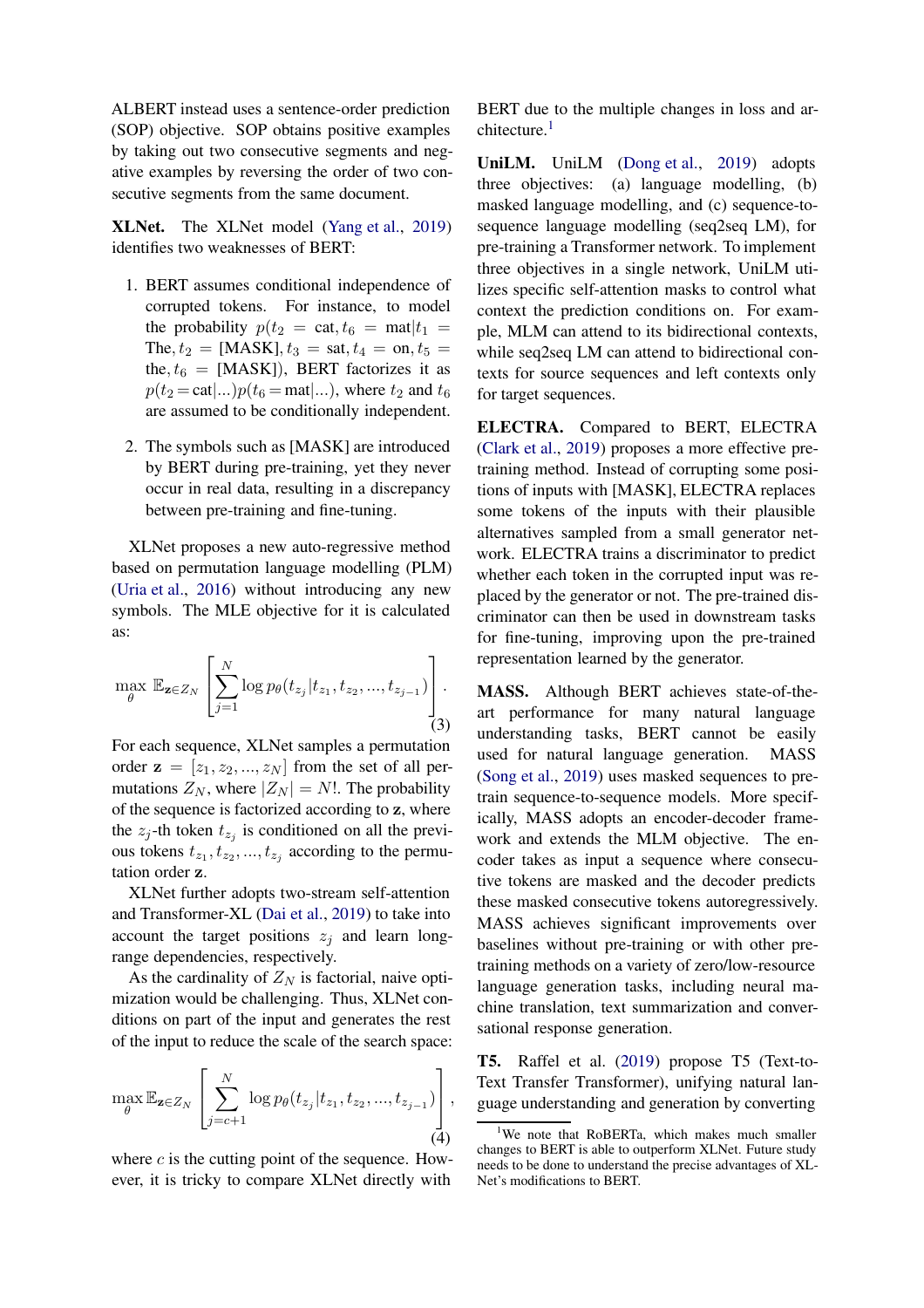ALBERT instead uses a sentence-order prediction (SOP) objective. SOP obtains positive examples by taking out two consecutive segments and negative examples by reversing the order of two consecutive segments from the same document.

**XLNet.** The XLNet model (Yang et al., 2019) identifies two weaknesses of BERT:

1. BERT assumes conditional independence of corrupted tokens. For instance, to model the probability $p(t_2 = \text{cat}, t_6 = \text{mat}|t_1 = \text{The}, t_2 = \text{[MASK]}, t_3 = \text{sat}, t_4 = \text{on}, t_5 = \text{the}, t_6 = \text{[MASK]})$, BERT factorizes it as $p(t_2 = \text{cat}|...)p(t_6 = \text{mat}|...)$, where $t_2$ and $t_6$ are assumed to be conditionally independent.

2. The symbols such as [MASK] are introduced by BERT during pre-training, yet they never occur in real data, resulting in a discrepancy between pre-training and fine-tuning.

XLNet proposes a new auto-regressive method based on permutation language modelling (PLM) (Uria et al., 2016) without introducing any new symbols. The MLE objective for it is calculated as:

$$\max_{\theta} \ \mathbb{E}_{\mathbf{z} \in Z_N} \left[ \sum_{j=1}^{N} \log p_\theta(t_{z_j}|t_{z_1}, t_{z_2}, ..., t_{z_{j-1}}) \right]. \tag{3}$$

For each sequence, XLNet samples a permutation order $\mathbf{z} = [z_1, z_2, ..., z_N]$ from the set of all permutations $Z_N$, where $|Z_N| = N!$. The probability of the sequence is factorized according to $\mathbf{z}$, where the $z_j$-th token $t_{z_j}$ is conditioned on all the previous tokens $t_{z_1}, t_{z_2}, ..., t_{z_j}$ according to the permutation order $\mathbf{z}$.

XLNet further adopts two-stream self-attention and Transformer-XL (Dai et al., 2019) to take into account the target positions $z_j$ and learn long-range dependencies, respectively.

As the cardinality of $Z_N$ is factorial, naive optimization would be challenging. Thus, XLNet conditions on part of the input and generates the rest of the input to reduce the scale of the search space:

$$\max_{\theta} \mathbb{E}_{\mathbf{z} \in Z_N} \left[ \sum_{j=c+1}^{N} \log p_\theta(t_{z_j}|t_{z_1}, t_{z_2}, ..., t_{z_{j-1}}) \right], \tag{4}$$

where $c$ is the cutting point of the sequence. However, it is tricky to compare XLNet directly with BERT due to the multiple changes in loss and architecture.[1]

**UniLM.** UniLM (Dong et al., 2019) adopts three objectives: (a) language modelling, (b) masked language modelling, and (c) sequence-to-sequence language modelling (seq2seq LM), for pre-training a Transformer network. To implement three objectives in a single network, UniLM utilizes specific self-attention masks to control what context the prediction conditions on. For example, MLM can attend to its bidirectional contexts, while seq2seq LM can attend to bidirectional contexts for source sequences and left contexts only for target sequences.

**ELECTRA.** Compared to BERT, ELECTRA (Clark et al., 2019) proposes a more effective pre-training method. Instead of corrupting some positions of inputs with [MASK], ELECTRA replaces some tokens of the inputs with their plausible alternatives sampled from a small generator network. ELECTRA trains a discriminator to predict whether each token in the corrupted input was replaced by the generator or not. The pre-trained discriminator can then be used in downstream tasks for fine-tuning, improving upon the pre-trained representation learned by the generator.

**MASS.** Although BERT achieves state-of-the-art performance for many natural language understanding tasks, BERT cannot be easily used for natural language generation. MASS (Song et al., 2019) uses masked sequences to pre-train sequence-to-sequence models. More specifically, MASS adopts an encoder-decoder framework and extends the MLM objective. The encoder takes as input a sequence where consecutive tokens are masked and the decoder predicts these masked consecutive tokens autoregressively. MASS achieves significant improvements over baselines without pre-training or with other pre-training methods on a variety of zero/low-resource language generation tasks, including neural machine translation, text summarization and conversational response generation.

**T5.** Raffel et al. (2019) propose T5 (Text-to-Text Transfer Transformer), unifying natural language understanding and generation by converting

[1] We note that RoBERTa, which makes much smaller changes to BERT is able to outperform XLNet. Future study needs to be done to understand the precise advantages of XLNet's modifications to BERT.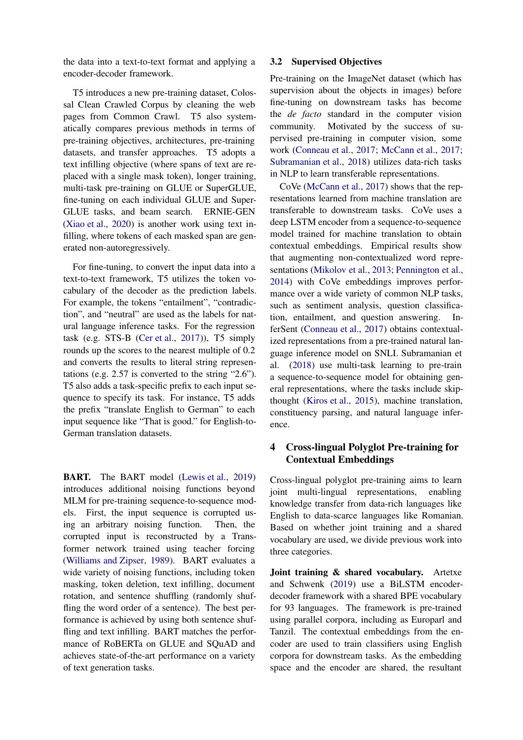the data into a text-to-text format and applying a encoder-decoder framework.

T5 introduces a new pre-training dataset, Colossal Clean Crawled Corpus by cleaning the web pages from Common Crawl. T5 also systematically compares previous methods in terms of pre-training objectives, architectures, pre-training datasets, and transfer approaches. T5 adopts a text infilling objective (where spans of text are replaced with a single mask token), longer training, multi-task pre-training on GLUE or SuperGLUE, fine-tuning on each individual GLUE and SuperGLUE tasks, and beam search. ERNIE-GEN (Xiao et al., 2020) is another work using text infilling, where tokens of each masked span are generated non-autoregressively.

For fine-tuning, to convert the input data into a text-to-text framework, T5 utilizes the token vocabulary of the decoder as the prediction labels. For example, the tokens "entailment", "contradiction", and "neutral" are used as the labels for natural language inference tasks. For the regression task (e.g. STS-B (Cer et al., 2017)), T5 simply rounds up the scores to the nearest multiple of 0.2 and converts the results to literal string representations (e.g. 2.57 is converted to the string "2.6"). T5 also adds a task-specific prefix to each input sequence to specify its task. For instance, T5 adds the prefix "translate English to German" to each input sequence like "That is good." for English-to-German translation datasets.

**BART.** The BART model (Lewis et al., 2019) introduces additional noising functions beyond MLM for pre-training sequence-to-sequence models. First, the input sequence is corrupted using an arbitrary noising function. Then, the corrupted input is reconstructed by a Transformer network trained using teacher forcing (Williams and Zipser, 1989). BART evaluates a wide variety of noising functions, including token masking, token deletion, text infilling, document rotation, and sentence shuffling (randomly shuffling the word order of a sentence). The best performance is achieved by using both sentence shuffling and text infilling. BART matches the performance of RoBERTa on GLUE and SQuAD and achieves state-of-the-art performance on a variety of text generation tasks.

## 3.2 Supervised Objectives

Pre-training on the ImageNet dataset (which has supervision about the objects in images) before fine-tuning on downstream tasks has become the *de facto* standard in the computer vision community. Motivated by the success of supervised pre-training in computer vision, some work (Conneau et al., 2017; McCann et al., 2017; Subramanian et al., 2018) utilizes data-rich tasks in NLP to learn transferable representations.

CoVe (McCann et al., 2017) shows that the representations learned from machine translation are transferable to downstream tasks. CoVe uses a deep LSTM encoder from a sequence-to-sequence model trained for machine translation to obtain contextual embeddings. Empirical results show that augmenting non-contextualized word representations (Mikolov et al., 2013; Pennington et al., 2014) with CoVe embeddings improves performance over a wide variety of common NLP tasks, such as sentiment analysis, question classification, entailment, and question answering. InferSent (Conneau et al., 2017) obtains contextualized representations from a pre-trained natural language inference model on SNLI. Subramanian et al. (2018) use multi-task learning to pre-train a sequence-to-sequence model for obtaining general representations, where the tasks include skip-thought (Kiros et al., 2015), machine translation, constituency parsing, and natural language inference.

# 4 Cross-lingual Polyglot Pre-training for Contextual Embeddings

Cross-lingual polyglot pre-training aims to learn joint multi-lingual representations, enabling knowledge transfer from data-rich languages like English to data-scarce languages like Romanian. Based on whether joint training and a shared vocabulary are used, we divide previous work into three categories.

**Joint training & shared vocabulary.** Artetxe and Schwenk (2019) use a BiLSTM encoder-decoder framework with a shared BPE vocabulary for 93 languages. The framework is pre-trained using parallel corpora, including as Europarl and Tanzil. The contextual embeddings from the encoder are used to train classifiers using English corpora for downstream tasks. As the embedding space and the encoder are shared, the resultant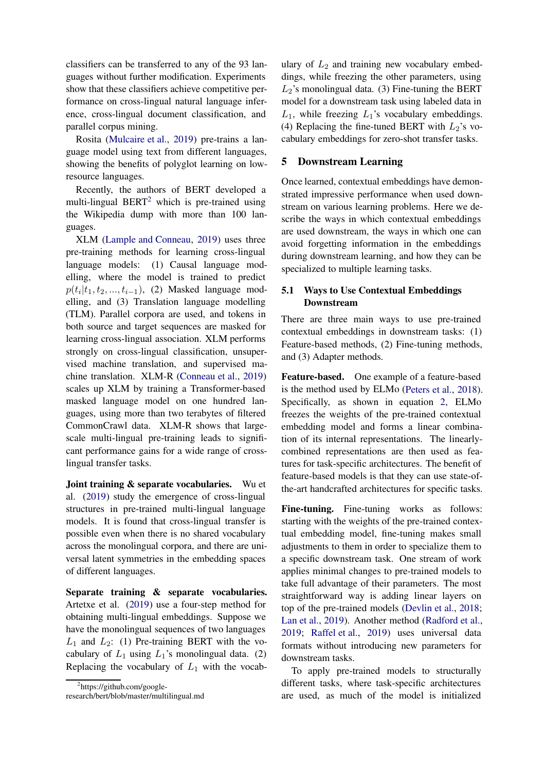classifiers can be transferred to any of the 93 languages without further modification. Experiments show that these classifiers achieve competitive performance on cross-lingual natural language inference, cross-lingual document classification, and parallel corpus mining.

Rosita (Mulcaire et al., 2019) pre-trains a language model using text from different languages, showing the benefits of polyglot learning on low-resource languages.

Recently, the authors of BERT developed a multi-lingual BERT[2] which is pre-trained using the Wikipedia dump with more than 100 languages.

XLM (Lample and Conneau, 2019) uses three pre-training methods for learning cross-lingual language models: (1) Causal language modelling, where the model is trained to predict $p(t_i|t_1, t_2, ..., t_{i-1})$, (2) Masked language modelling, and (3) Translation language modelling (TLM). Parallel corpora are used, and tokens in both source and target sequences are masked for learning cross-lingual association. XLM performs strongly on cross-lingual classification, unsupervised machine translation, and supervised machine translation. XLM-R (Conneau et al., 2019) scales up XLM by training a Transformer-based masked language model on one hundred languages, using more than two terabytes of filtered CommonCrawl data. XLM-R shows that large-scale multi-lingual pre-training leads to significant performance gains for a wide range of cross-lingual transfer tasks.

**Joint training & separate vocabularies.** Wu et al. (2019) study the emergence of cross-lingual structures in pre-trained multi-lingual language models. It is found that cross-lingual transfer is possible even when there is no shared vocabulary across the monolingual corpora, and there are universal latent symmetries in the embedding spaces of different languages.

**Separate training & separate vocabularies.** Artetxe et al. (2019) use a four-step method for obtaining multi-lingual embeddings. Suppose we have the monolingual sequences of two languages $L_1$ and $L_2$: (1) Pre-training BERT with the vocabulary of $L_1$ using $L_1$'s monolingual data. (2) Replacing the vocabulary of $L_1$ with the vocabulary of $L_2$ and training new vocabulary embeddings, while freezing the other parameters, using $L_2$'s monolingual data. (3) Fine-tuning the BERT model for a downstream task using labeled data in $L_1$, while freezing $L_1$'s vocabulary embeddings. (4) Replacing the fine-tuned BERT with $L_2$'s vocabulary embeddings for zero-shot transfer tasks.

[2] https://github.com/google-research/bert/blob/master/multilingual.md

## 5 Downstream Learning

Once learned, contextual embeddings have demonstrated impressive performance when used downstream on various learning problems. Here we describe the ways in which contextual embeddings are used downstream, the ways in which one can avoid forgetting information in the embeddings during downstream learning, and how they can be specialized to multiple learning tasks.

### 5.1 Ways to Use Contextual Embeddings Downstream

There are three main ways to use pre-trained contextual embeddings in downstream tasks: (1) Feature-based methods, (2) Fine-tuning methods, and (3) Adapter methods.

**Feature-based.** One example of a feature-based is the method used by ELMo (Peters et al., 2018). Specifically, as shown in equation 2, ELMo freezes the weights of the pre-trained contextual embedding model and forms a linear combination of its internal representations. The linearly-combined representations are then used as features for task-specific architectures. The benefit of feature-based models is that they can use state-of-the-art handcrafted architectures for specific tasks.

**Fine-tuning.** Fine-tuning works as follows: starting with the weights of the pre-trained contextual embedding model, fine-tuning makes small adjustments to them in order to specialize them to a specific downstream task. One stream of work applies minimal changes to pre-trained models to take full advantage of their parameters. The most straightforward way is adding linear layers on top of the pre-trained models (Devlin et al., 2018; Lan et al., 2019). Another method (Radford et al., 2019; Raffel et al., 2019) uses universal data formats without introducing new parameters for downstream tasks.

To apply pre-trained models to structurally different tasks, where task-specific architectures are used, as much of the model is initialized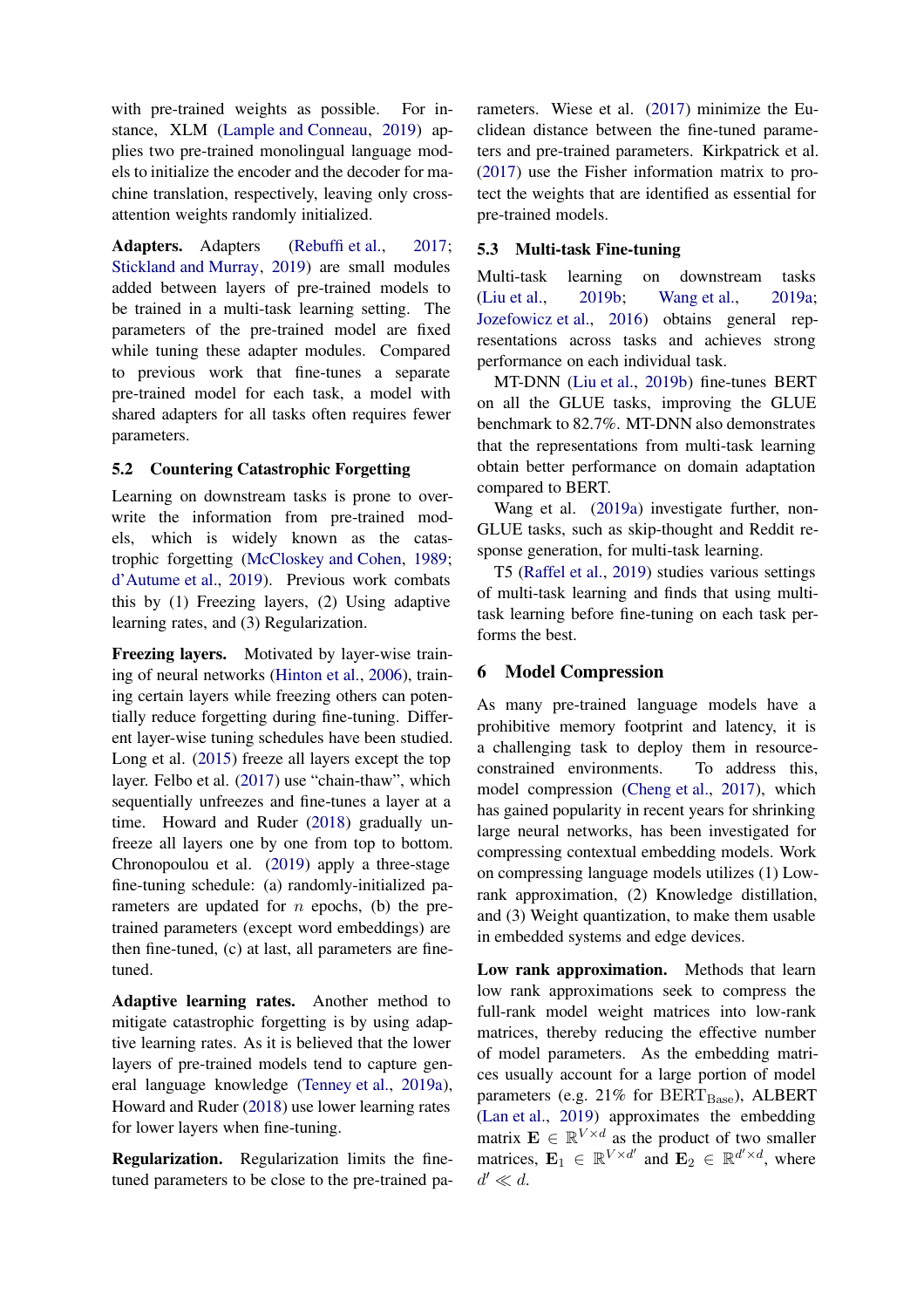with pre-trained weights as possible. For instance, XLM (Lample and Conneau, 2019) applies two pre-trained monolingual language models to initialize the encoder and the decoder for machine translation, respectively, leaving only cross-attention weights randomly initialized.

**Adapters.** Adapters (Rebuffi et al., 2017; Stickland and Murray, 2019) are small modules added between layers of pre-trained models to be trained in a multi-task learning setting. The parameters of the pre-trained model are fixed while tuning these adapter modules. Compared to previous work that fine-tunes a separate pre-trained model for each task, a model with shared adapters for all tasks often requires fewer parameters.

## 5.2 Countering Catastrophic Forgetting

Learning on downstream tasks is prone to overwrite the information from pre-trained models, which is widely known as the catastrophic forgetting (McCloskey and Cohen, 1989; d'Autume et al., 2019). Previous work combats this by (1) Freezing layers, (2) Using adaptive learning rates, and (3) Regularization.

**Freezing layers.** Motivated by layer-wise training of neural networks (Hinton et al., 2006), training certain layers while freezing others can potentially reduce forgetting during fine-tuning. Different layer-wise tuning schedules have been studied. Long et al. (2015) freeze all layers except the top layer. Felbo et al. (2017) use "chain-thaw", which sequentially unfreezes and fine-tunes a layer at a time. Howard and Ruder (2018) gradually unfreeze all layers one by one from top to bottom. Chronopoulou et al. (2019) apply a three-stage fine-tuning schedule: (a) randomly-initialized parameters are updated for $n$ epochs, (b) the pre-trained parameters (except word embeddings) are then fine-tuned, (c) at last, all parameters are fine-tuned.

**Adaptive learning rates.** Another method to mitigate catastrophic forgetting is by using adaptive learning rates. As it is believed that the lower layers of pre-trained models tend to capture general language knowledge (Tenney et al., 2019a), Howard and Ruder (2018) use lower learning rates for lower layers when fine-tuning.

**Regularization.** Regularization limits the fine-tuned parameters to be close to the pre-trained parameters. Wiese et al. (2017) minimize the Euclidean distance between the fine-tuned parameters and pre-trained parameters. Kirkpatrick et al. (2017) use the Fisher information matrix to protect the weights that are identified as essential for pre-trained models.

## 5.3 Multi-task Fine-tuning

Multi-task learning on downstream tasks (Liu et al., 2019b; Wang et al., 2019a; Jozefowicz et al., 2016) obtains general representations across tasks and achieves strong performance on each individual task.

MT-DNN (Liu et al., 2019b) fine-tunes BERT on all the GLUE tasks, improving the GLUE benchmark to 82.7%. MT-DNN also demonstrates that the representations from multi-task learning obtain better performance on domain adaptation compared to BERT.

Wang et al. (2019a) investigate further, non-GLUE tasks, such as skip-thought and Reddit response generation, for multi-task learning.

T5 (Raffel et al., 2019) studies various settings of multi-task learning and finds that using multi-task learning before fine-tuning on each task performs the best.

# 6 Model Compression

As many pre-trained language models have a prohibitive memory footprint and latency, it is a challenging task to deploy them in resource-constrained environments. To address this, model compression (Cheng et al., 2017), which has gained popularity in recent years for shrinking large neural networks, has been investigated for compressing contextual embedding models. Work on compressing language models utilizes (1) Low-rank approximation, (2) Knowledge distillation, and (3) Weight quantization, to make them usable in embedded systems and edge devices.

**Low rank approximation.** Methods that learn low rank approximations seek to compress the full-rank model weight matrices into low-rank matrices, thereby reducing the effective number of model parameters. As the embedding matrices usually account for a large portion of model parameters (e.g. 21% for $\text{BERT}_{\text{Base}}$), ALBERT (Lan et al., 2019) approximates the embedding matrix $\mathbf{E} \in \mathbb{R}^{V \times d}$ as the product of two smaller matrices, $\mathbf{E}_1 \in \mathbb{R}^{V \times d'}$ and $\mathbf{E}_2 \in \mathbb{R}^{d' \times d}$, where $d' \ll d$.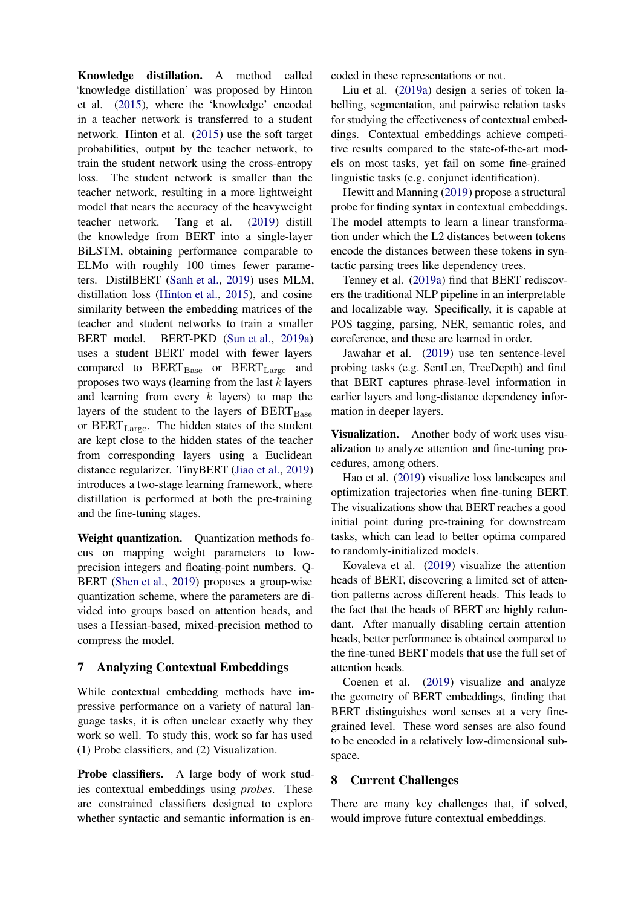**Knowledge distillation.** A method called 'knowledge distillation' was proposed by Hinton et al. (2015), where the 'knowledge' encoded in a teacher network is transferred to a student network. Hinton et al. (2015) use the soft target probabilities, output by the teacher network, to train the student network using the cross-entropy loss. The student network is smaller than the teacher network, resulting in a more lightweight model that nears the accuracy of the heavyweight teacher network. Tang et al. (2019) distill the knowledge from BERT into a single-layer BiLSTM, obtaining performance comparable to ELMo with roughly 100 times fewer parameters. DistilBERT (Sanh et al., 2019) uses MLM, distillation loss (Hinton et al., 2015), and cosine similarity between the embedding matrices of the teacher and student networks to train a smaller BERT model. BERT-PKD (Sun et al., 2019a) uses a student BERT model with fewer layers compared to $\text{BERT}_{\text{Base}}$ or $\text{BERT}_{\text{Large}}$ and proposes two ways (learning from the last $k$ layers and learning from every $k$ layers) to map the layers of the student to the layers of $\text{BERT}_{\text{Base}}$ or $\text{BERT}_{\text{Large}}$. The hidden states of the student are kept close to the hidden states of the teacher from corresponding layers using a Euclidean distance regularizer. TinyBERT (Jiao et al., 2019) introduces a two-stage learning framework, where distillation is performed at both the pre-training and the fine-tuning stages.

**Weight quantization.** Quantization methods focus on mapping weight parameters to low-precision integers and floating-point numbers. Q-BERT (Shen et al., 2019) proposes a group-wise quantization scheme, where the parameters are divided into groups based on attention heads, and uses a Hessian-based, mixed-precision method to compress the model.

## 7 Analyzing Contextual Embeddings

While contextual embedding methods have impressive performance on a variety of natural language tasks, it is often unclear exactly why they work so well. To study this, work so far has used (1) Probe classifiers, and (2) Visualization.

**Probe classifiers.** A large body of work studies contextual embeddings using *probes*. These are constrained classifiers designed to explore whether syntactic and semantic information is encoded in these representations or not.

Liu et al. (2019a) design a series of token labelling, segmentation, and pairwise relation tasks for studying the effectiveness of contextual embeddings. Contextual embeddings achieve competitive results compared to the state-of-the-art models on most tasks, yet fail on some fine-grained linguistic tasks (e.g. conjunct identification).

Hewitt and Manning (2019) propose a structural probe for finding syntax in contextual embeddings. The model attempts to learn a linear transformation under which the L2 distances between tokens encode the distances between these tokens in syntactic parsing trees like dependency trees.

Tenney et al. (2019a) find that BERT rediscovers the traditional NLP pipeline in an interpretable and localizable way. Specifically, it is capable at POS tagging, parsing, NER, semantic roles, and coreference, and these are learned in order.

Jawahar et al. (2019) use ten sentence-level probing tasks (e.g. SentLen, TreeDepth) and find that BERT captures phrase-level information in earlier layers and long-distance dependency information in deeper layers.

**Visualization.** Another body of work uses visualization to analyze attention and fine-tuning procedures, among others.

Hao et al. (2019) visualize loss landscapes and optimization trajectories when fine-tuning BERT. The visualizations show that BERT reaches a good initial point during pre-training for downstream tasks, which can lead to better optima compared to randomly-initialized models.

Kovaleva et al. (2019) visualize the attention heads of BERT, discovering a limited set of attention patterns across different heads. This leads to the fact that the heads of BERT are highly redundant. After manually disabling certain attention heads, better performance is obtained compared to the fine-tuned BERT models that use the full set of attention heads.

Coenen et al. (2019) visualize and analyze the geometry of BERT embeddings, finding that BERT distinguishes word senses at a very fine-grained level. These word senses are also found to be encoded in a relatively low-dimensional subspace.

## 8 Current Challenges

There are many key challenges that, if solved, would improve future contextual embeddings.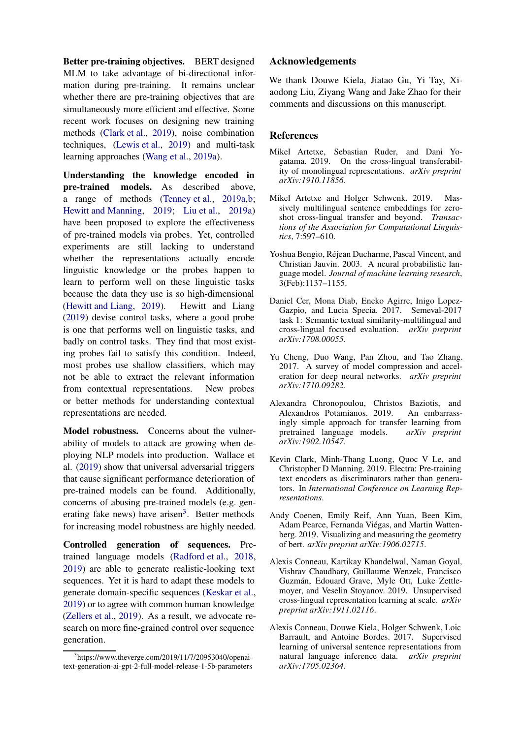**Better pre-training objectives.** BERT designed MLM to take advantage of bi-directional information during pre-training. It remains unclear whether there are pre-training objectives that are simultaneously more efficient and effective. Some recent work focuses on designing new training methods (Clark et al., 2019), noise combination techniques, (Lewis et al., 2019) and multi-task learning approaches (Wang et al., 2019a).

**Understanding the knowledge encoded in pre-trained models.** As described above, a range of methods (Tenney et al., 2019a,b; Hewitt and Manning, 2019; Liu et al., 2019a) have been proposed to explore the effectiveness of pre-trained models via probes. Yet, controlled experiments are still lacking to understand whether the representations actually encode linguistic knowledge or the probes happen to learn to perform well on these linguistic tasks because the data they use is so high-dimensional (Hewitt and Liang, 2019). Hewitt and Liang (2019) devise control tasks, where a good probe is one that performs well on linguistic tasks, and badly on control tasks. They find that most existing probes fail to satisfy this condition. Indeed, most probes use shallow classifiers, which may not be able to extract the relevant information from contextual representations. New probes or better methods for understanding contextual representations are needed.

**Model robustness.** Concerns about the vulnerability of models to attack are growing when deploying NLP models into production. Wallace et al. (2019) show that universal adversarial triggers that cause significant performance deterioration of pre-trained models can be found. Additionally, concerns of abusing pre-trained models (e.g. generating fake news) have arisen[3]. Better methods for increasing model robustness are highly needed.

**Controlled generation of sequences.** Pre-trained language models (Radford et al., 2018, 2019) are able to generate realistic-looking text sequences. Yet it is hard to adapt these models to generate domain-specific sequences (Keskar et al., 2019) or to agree with common human knowledge (Zellers et al., 2019). As a result, we advocate research on more fine-grained control over sequence generation.

[3] https://www.theverge.com/2019/11/7/20953040/openai-text-generation-ai-gpt-2-full-model-release-1-5b-parameters

## Acknowledgements

We thank Douwe Kiela, Jiatao Gu, Yi Tay, Xiaodong Liu, Ziyang Wang and Jake Zhao for their comments and discussions on this manuscript.

## References

Mikel Artetxe, Sebastian Ruder, and Dani Yogatama. 2019. On the cross-lingual transferability of monolingual representations. *arXiv preprint arXiv:1910.11856*.

Mikel Artetxe and Holger Schwenk. 2019. Massively multilingual sentence embeddings for zero-shot cross-lingual transfer and beyond. *Transactions of the Association for Computational Linguistics*, 7:597–610.

Yoshua Bengio, Réjean Ducharme, Pascal Vincent, and Christian Jauvin. 2003. A neural probabilistic language model. *Journal of machine learning research*, 3(Feb):1137–1155.

Daniel Cer, Mona Diab, Eneko Agirre, Inigo Lopez-Gazpio, and Lucia Specia. 2017. Semeval-2017 task 1: Semantic textual similarity-multilingual and cross-lingual focused evaluation. *arXiv preprint arXiv:1708.00055*.

Yu Cheng, Duo Wang, Pan Zhou, and Tao Zhang. 2017. A survey of model compression and acceleration for deep neural networks. *arXiv preprint arXiv:1710.09282*.

Alexandra Chronopoulou, Christos Baziotis, and Alexandros Potamianos. 2019. An embarrassingly simple approach for transfer learning from pretrained language models. *arXiv preprint arXiv:1902.10547*.

Kevin Clark, Minh-Thang Luong, Quoc V Le, and Christopher D Manning. 2019. Electra: Pre-training text encoders as discriminators rather than generators. In *International Conference on Learning Representations*.

Andy Coenen, Emily Reif, Ann Yuan, Been Kim, Adam Pearce, Fernanda Viégas, and Martin Wattenberg. 2019. Visualizing and measuring the geometry of bert. *arXiv preprint arXiv:1906.02715*.

Alexis Conneau, Kartikay Khandelwal, Naman Goyal, Vishrav Chaudhary, Guillaume Wenzek, Francisco Guzmán, Edouard Grave, Myle Ott, Luke Zettlemoyer, and Veselin Stoyanov. 2019. Unsupervised cross-lingual representation learning at scale. *arXiv preprint arXiv:1911.02116*.

Alexis Conneau, Douwe Kiela, Holger Schwenk, Loic Barrault, and Antoine Bordes. 2017. Supervised learning of universal sentence representations from natural language inference data. *arXiv preprint arXiv:1705.02364*.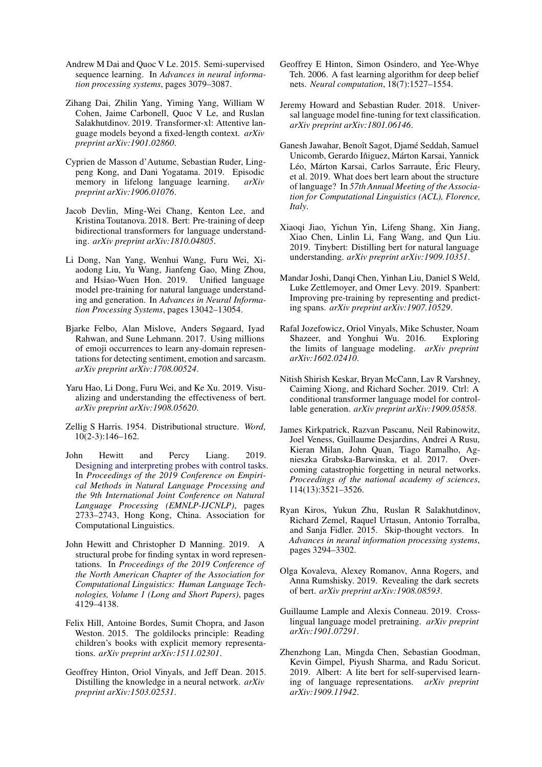Andrew M Dai and Quoc V Le. 2015. Semi-supervised sequence learning. In *Advances in neural information processing systems*, pages 3079–3087.

Zihang Dai, Zhilin Yang, Yiming Yang, William W Cohen, Jaime Carbonell, Quoc V Le, and Ruslan Salakhutdinov. 2019. Transformer-xl: Attentive language models beyond a fixed-length context. *arXiv preprint arXiv:1901.02860*.

Cyprien de Masson d'Autume, Sebastian Ruder, Lingpeng Kong, and Dani Yogatama. 2019. Episodic memory in lifelong language learning. *arXiv preprint arXiv:1906.01076*.

Jacob Devlin, Ming-Wei Chang, Kenton Lee, and Kristina Toutanova. 2018. Bert: Pre-training of deep bidirectional transformers for language understanding. *arXiv preprint arXiv:1810.04805*.

Li Dong, Nan Yang, Wenhui Wang, Furu Wei, Xiaodong Liu, Yu Wang, Jianfeng Gao, Ming Zhou, and Hsiao-Wuen Hon. 2019. Unified language model pre-training for natural language understanding and generation. In *Advances in Neural Information Processing Systems*, pages 13042–13054.

Bjarke Felbo, Alan Mislove, Anders Søgaard, Iyad Rahwan, and Sune Lehmann. 2017. Using millions of emoji occurrences to learn any-domain representations for detecting sentiment, emotion and sarcasm. *arXiv preprint arXiv:1708.00524*.

Yaru Hao, Li Dong, Furu Wei, and Ke Xu. 2019. Visualizing and understanding the effectiveness of bert. *arXiv preprint arXiv:1908.05620*.

Zellig S Harris. 1954. Distributional structure. *Word*, 10(2-3):146–162.

John Hewitt and Percy Liang. 2019. Designing and interpreting probes with control tasks. In *Proceedings of the 2019 Conference on Empirical Methods in Natural Language Processing and the 9th International Joint Conference on Natural Language Processing (EMNLP-IJCNLP)*, pages 2733–2743, Hong Kong, China. Association for Computational Linguistics.

John Hewitt and Christopher D Manning. 2019. A structural probe for finding syntax in word representations. In *Proceedings of the 2019 Conference of the North American Chapter of the Association for Computational Linguistics: Human Language Technologies, Volume 1 (Long and Short Papers)*, pages 4129–4138.

Felix Hill, Antoine Bordes, Sumit Chopra, and Jason Weston. 2015. The goldilocks principle: Reading children's books with explicit memory representations. *arXiv preprint arXiv:1511.02301*.

Geoffrey Hinton, Oriol Vinyals, and Jeff Dean. 2015. Distilling the knowledge in a neural network. *arXiv preprint arXiv:1503.02531*.

Geoffrey E Hinton, Simon Osindero, and Yee-Whye Teh. 2006. A fast learning algorithm for deep belief nets. *Neural computation*, 18(7):1527–1554.

Jeremy Howard and Sebastian Ruder. 2018. Universal language model fine-tuning for text classification. *arXiv preprint arXiv:1801.06146*.

Ganesh Jawahar, Benoît Sagot, Djamé Seddah, Samuel Unicomb, Gerardo Iñiguez, Márton Karsai, Yannick Léo, Márton Karsai, Carlos Sarraute, Éric Fleury, et al. 2019. What does bert learn about the structure of language? In *57th Annual Meeting of the Association for Computational Linguistics (ACL), Florence, Italy*.

Xiaoqi Jiao, Yichun Yin, Lifeng Shang, Xin Jiang, Xiao Chen, Linlin Li, Fang Wang, and Qun Liu. 2019. Tinybert: Distilling bert for natural language understanding. *arXiv preprint arXiv:1909.10351*.

Mandar Joshi, Danqi Chen, Yinhan Liu, Daniel S Weld, Luke Zettlemoyer, and Omer Levy. 2019. Spanbert: Improving pre-training by representing and predicting spans. *arXiv preprint arXiv:1907.10529*.

Rafal Jozefowicz, Oriol Vinyals, Mike Schuster, Noam Shazeer, and Yonghui Wu. 2016. Exploring the limits of language modeling. *arXiv preprint arXiv:1602.02410*.

Nitish Shirish Keskar, Bryan McCann, Lav R Varshney, Caiming Xiong, and Richard Socher. 2019. Ctrl: A conditional transformer language model for controllable generation. *arXiv preprint arXiv:1909.05858*.

James Kirkpatrick, Razvan Pascanu, Neil Rabinowitz, Joel Veness, Guillaume Desjardins, Andrei A Rusu, Kieran Milan, John Quan, Tiago Ramalho, Agnieszka Grabska-Barwinska, et al. 2017. Overcoming catastrophic forgetting in neural networks. *Proceedings of the national academy of sciences*, 114(13):3521–3526.

Ryan Kiros, Yukun Zhu, Ruslan R Salakhutdinov, Richard Zemel, Raquel Urtasun, Antonio Torralba, and Sanja Fidler. 2015. Skip-thought vectors. In *Advances in neural information processing systems*, pages 3294–3302.

Olga Kovaleva, Alexey Romanov, Anna Rogers, and Anna Rumshisky. 2019. Revealing the dark secrets of bert. *arXiv preprint arXiv:1908.08593*.

Guillaume Lample and Alexis Conneau. 2019. Cross-lingual language model pretraining. *arXiv preprint arXiv:1901.07291*.

Zhenzhong Lan, Mingda Chen, Sebastian Goodman, Kevin Gimpel, Piyush Sharma, and Radu Soricut. 2019. Albert: A lite bert for self-supervised learning of language representations. *arXiv preprint arXiv:1909.11942*.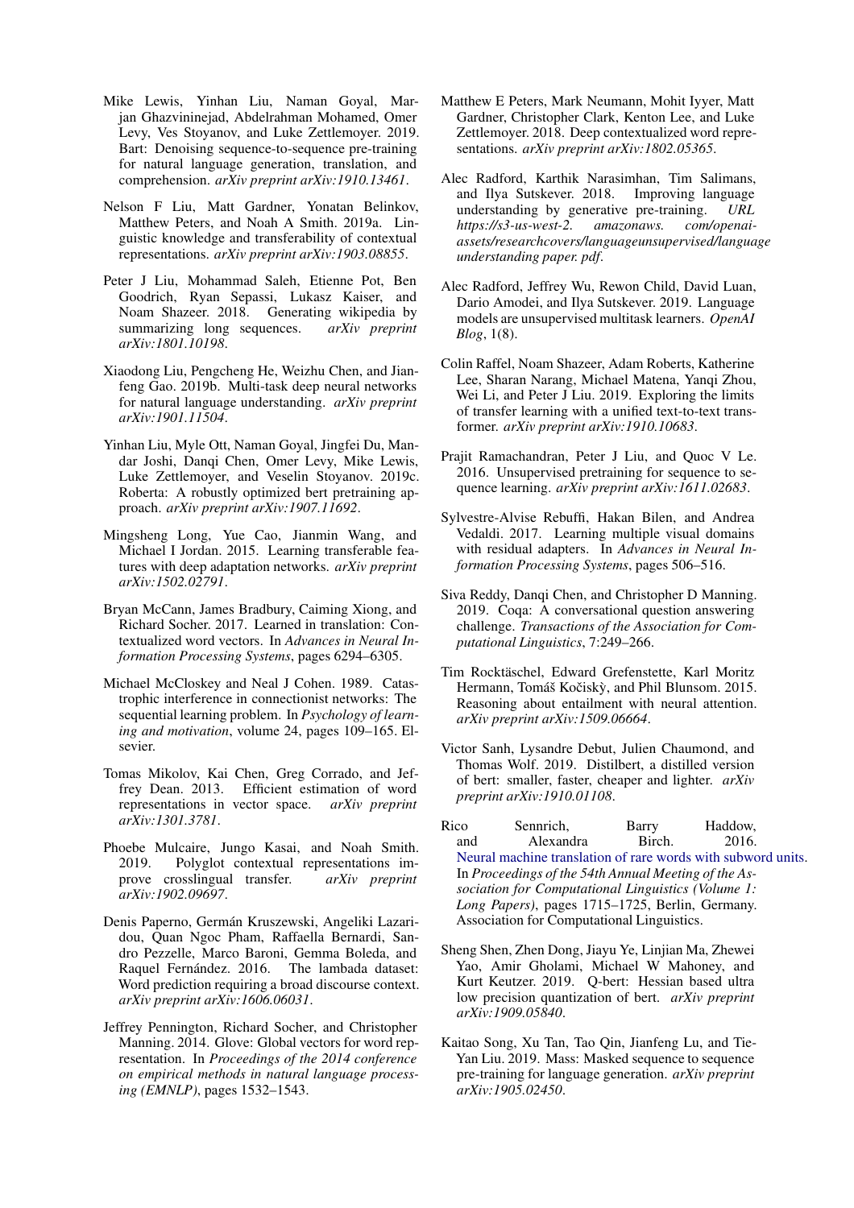Mike Lewis, Yinhan Liu, Naman Goyal, Marjan Ghazvininejad, Abdelrahman Mohamed, Omer Levy, Ves Stoyanov, and Luke Zettlemoyer. 2019. Bart: Denoising sequence-to-sequence pre-training for natural language generation, translation, and comprehension. *arXiv preprint arXiv:1910.13461*.

Nelson F Liu, Matt Gardner, Yonatan Belinkov, Matthew Peters, and Noah A Smith. 2019a. Linguistic knowledge and transferability of contextual representations. *arXiv preprint arXiv:1903.08855*.

Peter J Liu, Mohammad Saleh, Etienne Pot, Ben Goodrich, Ryan Sepassi, Lukasz Kaiser, and Noam Shazeer. 2018. Generating wikipedia by summarizing long sequences. *arXiv preprint arXiv:1801.10198*.

Xiaodong Liu, Pengcheng He, Weizhu Chen, and Jianfeng Gao. 2019b. Multi-task deep neural networks for natural language understanding. *arXiv preprint arXiv:1901.11504*.

Yinhan Liu, Myle Ott, Naman Goyal, Jingfei Du, Mandar Joshi, Danqi Chen, Omer Levy, Mike Lewis, Luke Zettlemoyer, and Veselin Stoyanov. 2019c. Roberta: A robustly optimized bert pretraining approach. *arXiv preprint arXiv:1907.11692*.

Mingsheng Long, Yue Cao, Jianmin Wang, and Michael I Jordan. 2015. Learning transferable features with deep adaptation networks. *arXiv preprint arXiv:1502.02791*.

Bryan McCann, James Bradbury, Caiming Xiong, and Richard Socher. 2017. Learned in translation: Contextualized word vectors. In *Advances in Neural Information Processing Systems*, pages 6294–6305.

Michael McCloskey and Neal J Cohen. 1989. Catastrophic interference in connectionist networks: The sequential learning problem. In *Psychology of learning and motivation*, volume 24, pages 109–165. Elsevier.

Tomas Mikolov, Kai Chen, Greg Corrado, and Jeffrey Dean. 2013. Efficient estimation of word representations in vector space. *arXiv preprint arXiv:1301.3781*.

Phoebe Mulcaire, Jungo Kasai, and Noah Smith. 2019. Polyglot contextual representations improve crosslingual transfer. *arXiv preprint arXiv:1902.09697*.

Denis Paperno, Germán Kruszewski, Angeliki Lazaridou, Quan Ngoc Pham, Raffaella Bernardi, Sandro Pezzelle, Marco Baroni, Gemma Boleda, and Raquel Fernández. 2016. The lambada dataset: Word prediction requiring a broad discourse context. *arXiv preprint arXiv:1606.06031*.

Jeffrey Pennington, Richard Socher, and Christopher Manning. 2014. Glove: Global vectors for word representation. In *Proceedings of the 2014 conference on empirical methods in natural language processing (EMNLP)*, pages 1532–1543.

Matthew E Peters, Mark Neumann, Mohit Iyyer, Matt Gardner, Christopher Clark, Kenton Lee, and Luke Zettlemoyer. 2018. Deep contextualized word representations. *arXiv preprint arXiv:1802.05365*.

Alec Radford, Karthik Narasimhan, Tim Salimans, and Ilya Sutskever. 2018. Improving language understanding by generative pre-training. *URL https://s3-us-west-2. amazonaws. com/openai-assets/researchcovers/languageunsupervised/language understanding paper. pdf*.

Alec Radford, Jeffrey Wu, Rewon Child, David Luan, Dario Amodei, and Ilya Sutskever. 2019. Language models are unsupervised multitask learners. *OpenAI Blog*, 1(8).

Colin Raffel, Noam Shazeer, Adam Roberts, Katherine Lee, Sharan Narang, Michael Matena, Yanqi Zhou, Wei Li, and Peter J Liu. 2019. Exploring the limits of transfer learning with a unified text-to-text transformer. *arXiv preprint arXiv:1910.10683*.

Prajit Ramachandran, Peter J Liu, and Quoc V Le. 2016. Unsupervised pretraining for sequence to sequence learning. *arXiv preprint arXiv:1611.02683*.

Sylvestre-Alvise Rebuffi, Hakan Bilen, and Andrea Vedaldi. 2017. Learning multiple visual domains with residual adapters. In *Advances in Neural Information Processing Systems*, pages 506–516.

Siva Reddy, Danqi Chen, and Christopher D Manning. 2019. Coqa: A conversational question answering challenge. *Transactions of the Association for Computational Linguistics*, 7:249–266.

Tim Rocktäschel, Edward Grefenstette, Karl Moritz Hermann, Tomáš Kočiskỳ, and Phil Blunsom. 2015. Reasoning about entailment with neural attention. *arXiv preprint arXiv:1509.06664*.

Victor Sanh, Lysandre Debut, Julien Chaumond, and Thomas Wolf. 2019. Distilbert, a distilled version of bert: smaller, faster, cheaper and lighter. *arXiv preprint arXiv:1910.01108*.

Rico Sennrich, Barry Haddow, and Alexandra Birch. 2016. Neural machine translation of rare words with subword units. In *Proceedings of the 54th Annual Meeting of the Association for Computational Linguistics (Volume 1: Long Papers)*, pages 1715–1725, Berlin, Germany. Association for Computational Linguistics.

Sheng Shen, Zhen Dong, Jiayu Ye, Linjian Ma, Zhewei Yao, Amir Gholami, Michael W Mahoney, and Kurt Keutzer. 2019. Q-bert: Hessian based ultra low precision quantization of bert. *arXiv preprint arXiv:1909.05840*.

Kaitao Song, Xu Tan, Tao Qin, Jianfeng Lu, and Tie-Yan Liu. 2019. Mass: Masked sequence to sequence pre-training for language generation. *arXiv preprint arXiv:1905.02450*.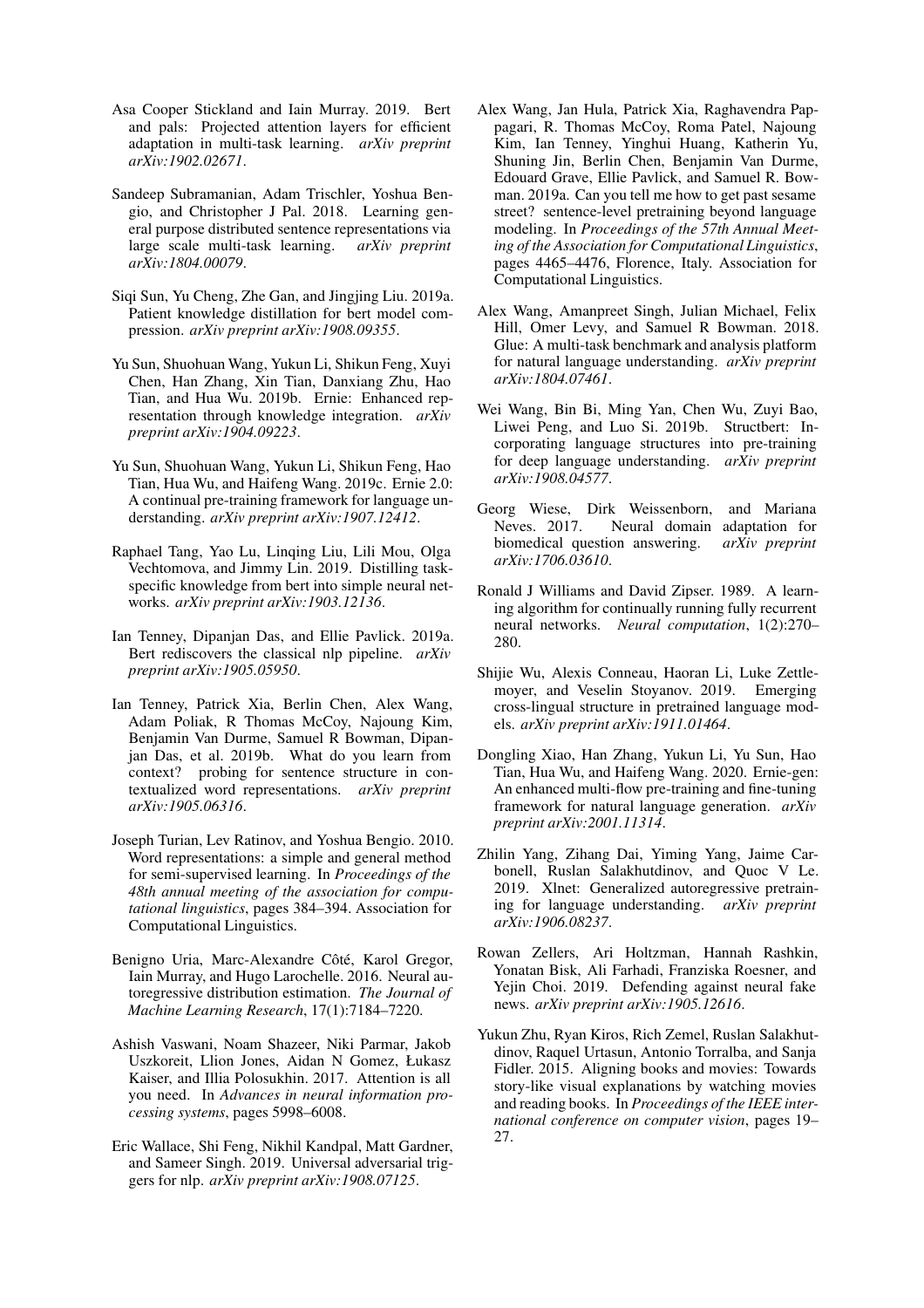Asa Cooper Stickland and Iain Murray. 2019. Bert and pals: Projected attention layers for efficient adaptation in multi-task learning. *arXiv preprint arXiv:1902.02671*.

Sandeep Subramanian, Adam Trischler, Yoshua Bengio, and Christopher J Pal. 2018. Learning general purpose distributed sentence representations via large scale multi-task learning. *arXiv preprint arXiv:1804.00079*.

Siqi Sun, Yu Cheng, Zhe Gan, and Jingjing Liu. 2019a. Patient knowledge distillation for bert model compression. *arXiv preprint arXiv:1908.09355*.

Yu Sun, Shuohuan Wang, Yukun Li, Shikun Feng, Xuyi Chen, Han Zhang, Xin Tian, Danxiang Zhu, Hao Tian, and Hua Wu. 2019b. Ernie: Enhanced representation through knowledge integration. *arXiv preprint arXiv:1904.09223*.

Yu Sun, Shuohuan Wang, Yukun Li, Shikun Feng, Hao Tian, Hua Wu, and Haifeng Wang. 2019c. Ernie 2.0: A continual pre-training framework for language understanding. *arXiv preprint arXiv:1907.12412*.

Raphael Tang, Yao Lu, Linqing Liu, Lili Mou, Olga Vechtomova, and Jimmy Lin. 2019. Distilling task-specific knowledge from bert into simple neural networks. *arXiv preprint arXiv:1903.12136*.

Ian Tenney, Dipanjan Das, and Ellie Pavlick. 2019a. Bert rediscovers the classical nlp pipeline. *arXiv preprint arXiv:1905.05950*.

Ian Tenney, Patrick Xia, Berlin Chen, Alex Wang, Adam Poliak, R Thomas McCoy, Najoung Kim, Benjamin Van Durme, Samuel R Bowman, Dipanjan Das, et al. 2019b. What do you learn from context? probing for sentence structure in contextualized word representations. *arXiv preprint arXiv:1905.06316*.

Joseph Turian, Lev Ratinov, and Yoshua Bengio. 2010. Word representations: a simple and general method for semi-supervised learning. In *Proceedings of the 48th annual meeting of the association for computational linguistics*, pages 384–394. Association for Computational Linguistics.

Benigno Uria, Marc-Alexandre Côté, Karol Gregor, Iain Murray, and Hugo Larochelle. 2016. Neural autoregressive distribution estimation. *The Journal of Machine Learning Research*, 17(1):7184–7220.

Ashish Vaswani, Noam Shazeer, Niki Parmar, Jakob Uszkoreit, Llion Jones, Aidan N Gomez, Łukasz Kaiser, and Illia Polosukhin. 2017. Attention is all you need. In *Advances in neural information processing systems*, pages 5998–6008.

Eric Wallace, Shi Feng, Nikhil Kandpal, Matt Gardner, and Sameer Singh. 2019. Universal adversarial triggers for nlp. *arXiv preprint arXiv:1908.07125*.

Alex Wang, Jan Hula, Patrick Xia, Raghavendra Pappagari, R. Thomas McCoy, Roma Patel, Najoung Kim, Ian Tenney, Yinghui Huang, Katherin Yu, Shuning Jin, Berlin Chen, Benjamin Van Durme, Edouard Grave, Ellie Pavlick, and Samuel R. Bowman. 2019a. Can you tell me how to get past sesame street? sentence-level pretraining beyond language modeling. In *Proceedings of the 57th Annual Meeting of the Association for Computational Linguistics*, pages 4465–4476, Florence, Italy. Association for Computational Linguistics.

Alex Wang, Amanpreet Singh, Julian Michael, Felix Hill, Omer Levy, and Samuel R Bowman. 2018. Glue: A multi-task benchmark and analysis platform for natural language understanding. *arXiv preprint arXiv:1804.07461*.

Wei Wang, Bin Bi, Ming Yan, Chen Wu, Zuyi Bao, Liwei Peng, and Luo Si. 2019b. Structbert: Incorporating language structures into pre-training for deep language understanding. *arXiv preprint arXiv:1908.04577*.

Georg Wiese, Dirk Weissenborn, and Mariana Neves. 2017. Neural domain adaptation for biomedical question answering. *arXiv preprint arXiv:1706.03610*.

Ronald J Williams and David Zipser. 1989. A learning algorithm for continually running fully recurrent neural networks. *Neural computation*, 1(2):270–280.

Shijie Wu, Alexis Conneau, Haoran Li, Luke Zettlemoyer, and Veselin Stoyanov. 2019. Emerging cross-lingual structure in pretrained language models. *arXiv preprint arXiv:1911.01464*.

Dongling Xiao, Han Zhang, Yukun Li, Yu Sun, Hao Tian, Hua Wu, and Haifeng Wang. 2020. Ernie-gen: An enhanced multi-flow pre-training and fine-tuning framework for natural language generation. *arXiv preprint arXiv:2001.11314*.

Zhilin Yang, Zihang Dai, Yiming Yang, Jaime Carbonell, Ruslan Salakhutdinov, and Quoc V Le. 2019. Xlnet: Generalized autoregressive pretraining for language understanding. *arXiv preprint arXiv:1906.08237*.

Rowan Zellers, Ari Holtzman, Hannah Rashkin, Yonatan Bisk, Ali Farhadi, Franziska Roesner, and Yejin Choi. 2019. Defending against neural fake news. *arXiv preprint arXiv:1905.12616*.

Yukun Zhu, Ryan Kiros, Rich Zemel, Ruslan Salakhutdinov, Raquel Urtasun, Antonio Torralba, and Sanja Fidler. 2015. Aligning books and movies: Towards story-like visual explanations by watching movies and reading books. In *Proceedings of the IEEE international conference on computer vision*, pages 19–27.